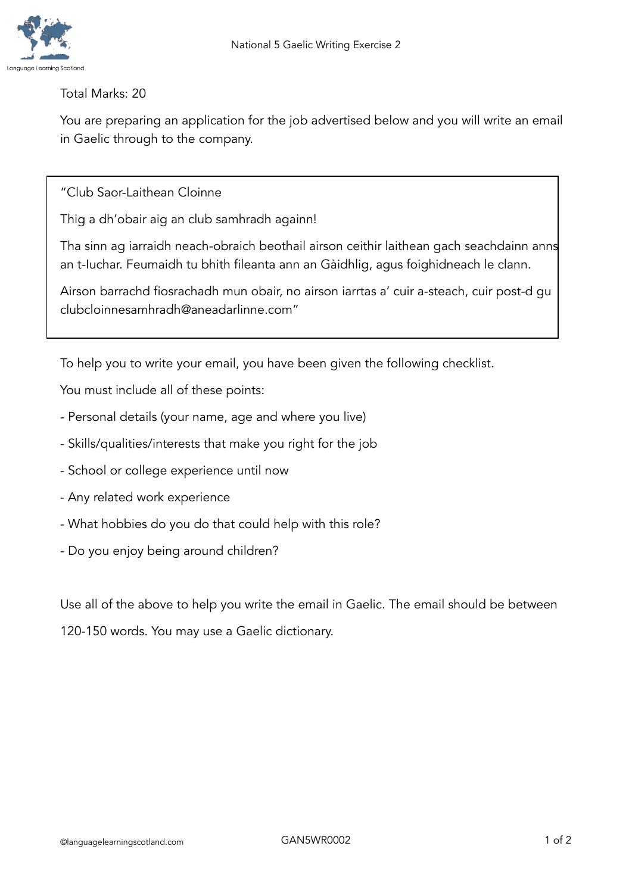# National 5 Gaelic Writing Exercise 2

Total Marks: 20

You are preparing an application for the job advertised below and you will write an email in Gaelic through to the company.

> "Club Saor-Laithean Cloinne
>
> Thig a dh'obair aig an club samhradh againn!
>
> Tha sinn ag iarraidh neach-obraich beothail airson ceithir laithean gach seachdainn anns an t-Iuchar. Feumaidh tu bhith fileanta ann an Gàidhlig, agus foighidneach le clann.
>
> Airson barrachd fiosrachadh mun obair, no airson iarrtas a' cuir a-steach, cuir post-d gu clubcloinnesamhradh@aneadarlinne.com"

To help you to write your email, you have been given the following checklist.

You must include all of these points:

- Personal details (your name, age and where you live)
- Skills/qualities/interests that make you right for the job
- School or college experience until now
- Any related work experience
- What hobbies do you do that could help with this role?
- Do you enjoy being around children?

Use all of the above to help you write the email in Gaelic. The email should be between 120-150 words. You may use a Gaelic dictionary.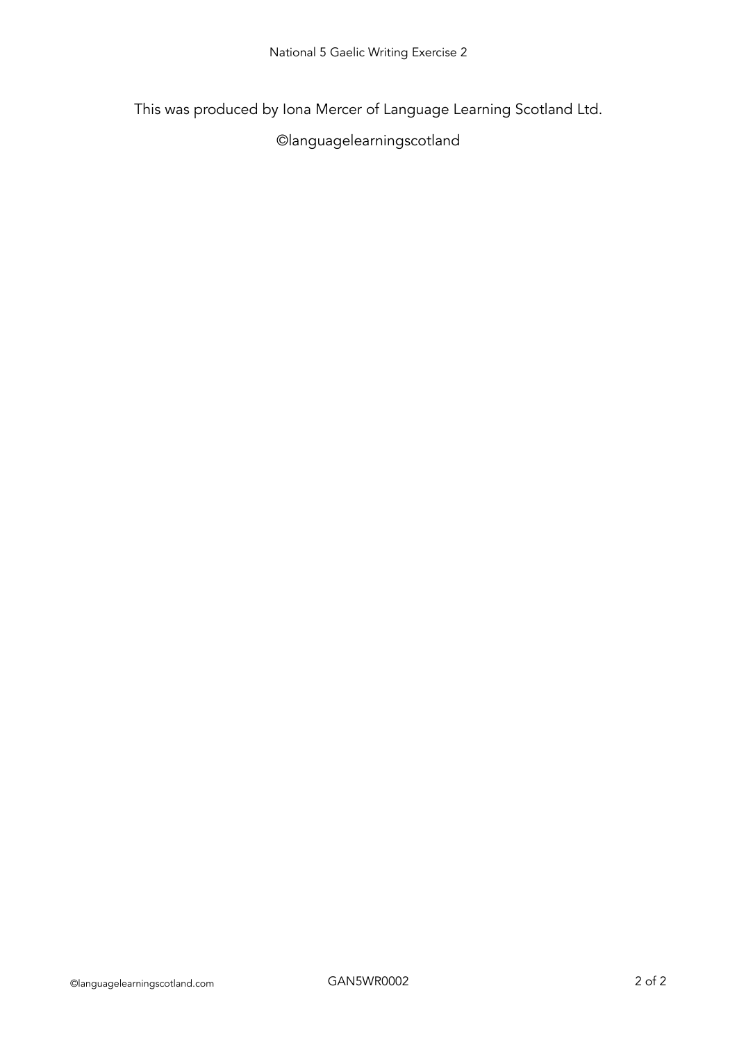This was produced by Iona Mercer of Language Learning Scotland Ltd.

©languagelearningscotland